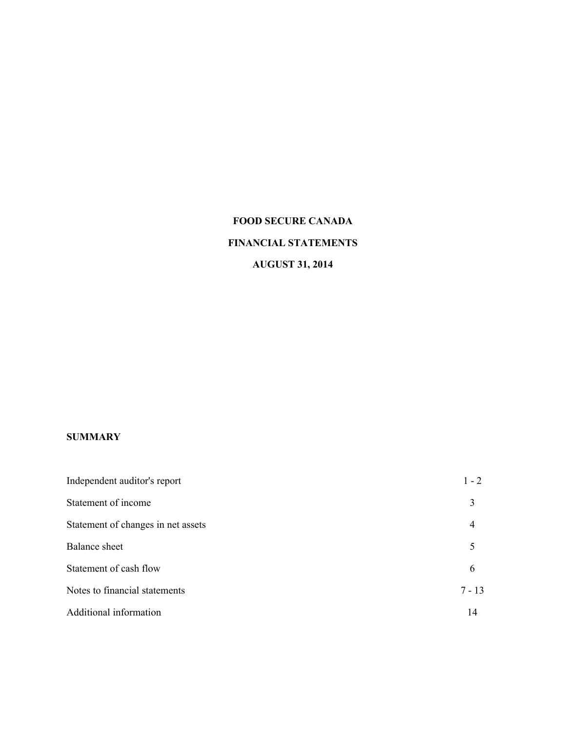# FOOD SECURE CANADA

## FINANCIAL STATEMENTS

## AUGUST 31, 2014

**SUMMARY**

| | |
|---|---|
| Independent auditor's report | 1 - 2 |
| Statement of income | 3 |
| Statement of changes in net assets | 4 |
| Balance sheet | 5 |
| Statement of cash flow | 6 |
| Notes to financial statements | 7 - 13 |
| Additional information | 14 |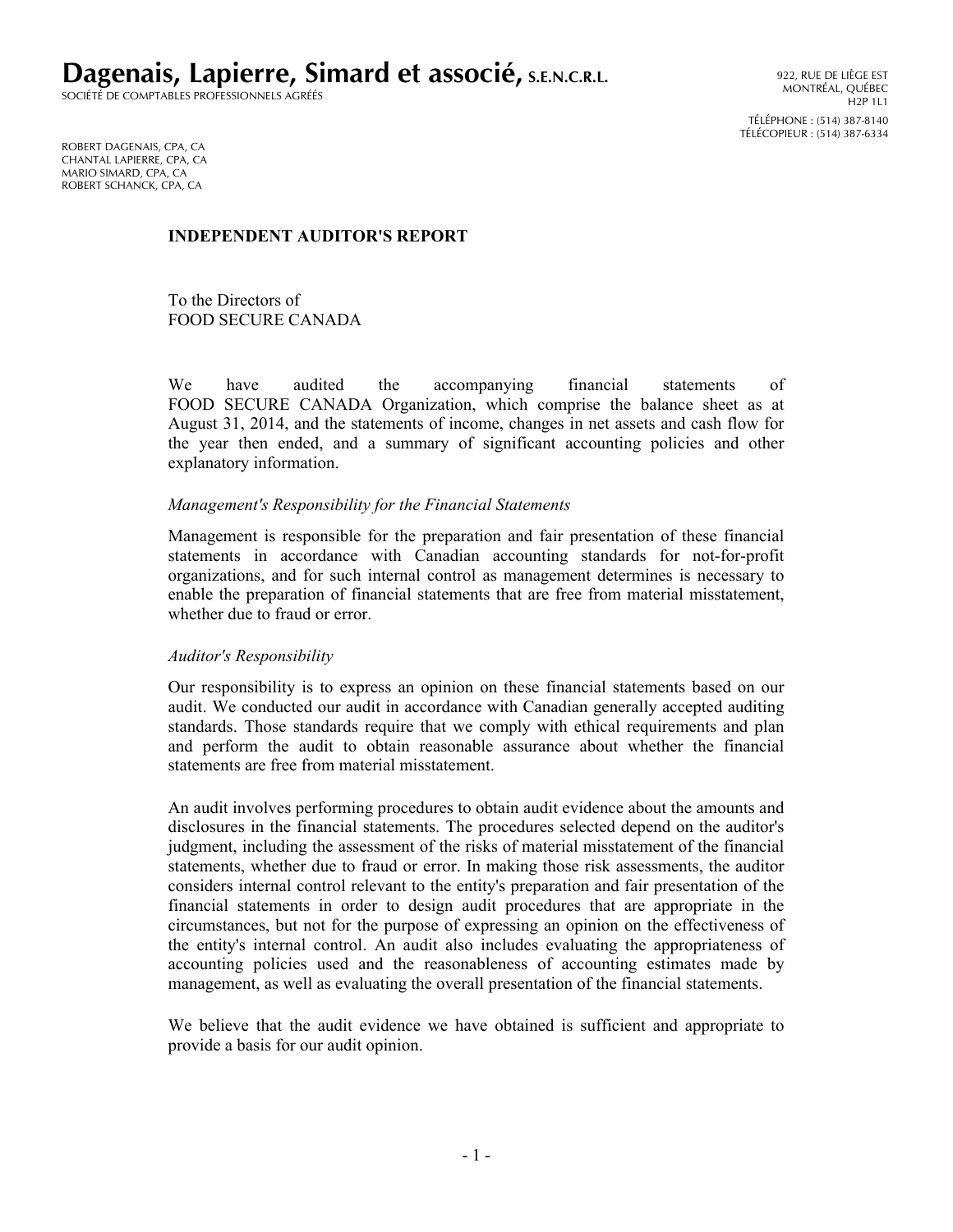# Dagenais, Lapierre, Simard et associé, S.E.N.C.R.L.

SOCIÉTÉ DE COMPTABLES PROFESSIONNELS AGRÉÉS

922, RUE DE LIÈGE EST
MONTRÉAL, QUÉBEC
H2P 1L1

TÉLÉPHONE : (514) 387-8140
TÉLÉCOPIEUR : (514) 387-6334

ROBERT DAGENAIS, CPA, CA
CHANTAL LAPIERRE, CPA, CA
MARIO SIMARD, CPA, CA
ROBERT SCHANCK, CPA, CA

## INDEPENDENT AUDITOR'S REPORT

To the Directors of
FOOD SECURE CANADA

We have audited the accompanying financial statements of FOOD SECURE CANADA Organization, which comprise the balance sheet as at August 31, 2014, and the statements of income, changes in net assets and cash flow for the year then ended, and a summary of significant accounting policies and other explanatory information.

*Management's Responsibility for the Financial Statements*

Management is responsible for the preparation and fair presentation of these financial statements in accordance with Canadian accounting standards for not-for-profit organizations, and for such internal control as management determines is necessary to enable the preparation of financial statements that are free from material misstatement, whether due to fraud or error.

*Auditor's Responsibility*

Our responsibility is to express an opinion on these financial statements based on our audit. We conducted our audit in accordance with Canadian generally accepted auditing standards. Those standards require that we comply with ethical requirements and plan and perform the audit to obtain reasonable assurance about whether the financial statements are free from material misstatement.

An audit involves performing procedures to obtain audit evidence about the amounts and disclosures in the financial statements. The procedures selected depend on the auditor's judgment, including the assessment of the risks of material misstatement of the financial statements, whether due to fraud or error. In making those risk assessments, the auditor considers internal control relevant to the entity's preparation and fair presentation of the financial statements in order to design audit procedures that are appropriate in the circumstances, but not for the purpose of expressing an opinion on the effectiveness of the entity's internal control. An audit also includes evaluating the appropriateness of accounting policies used and the reasonableness of accounting estimates made by management, as well as evaluating the overall presentation of the financial statements.

We believe that the audit evidence we have obtained is sufficient and appropriate to provide a basis for our audit opinion.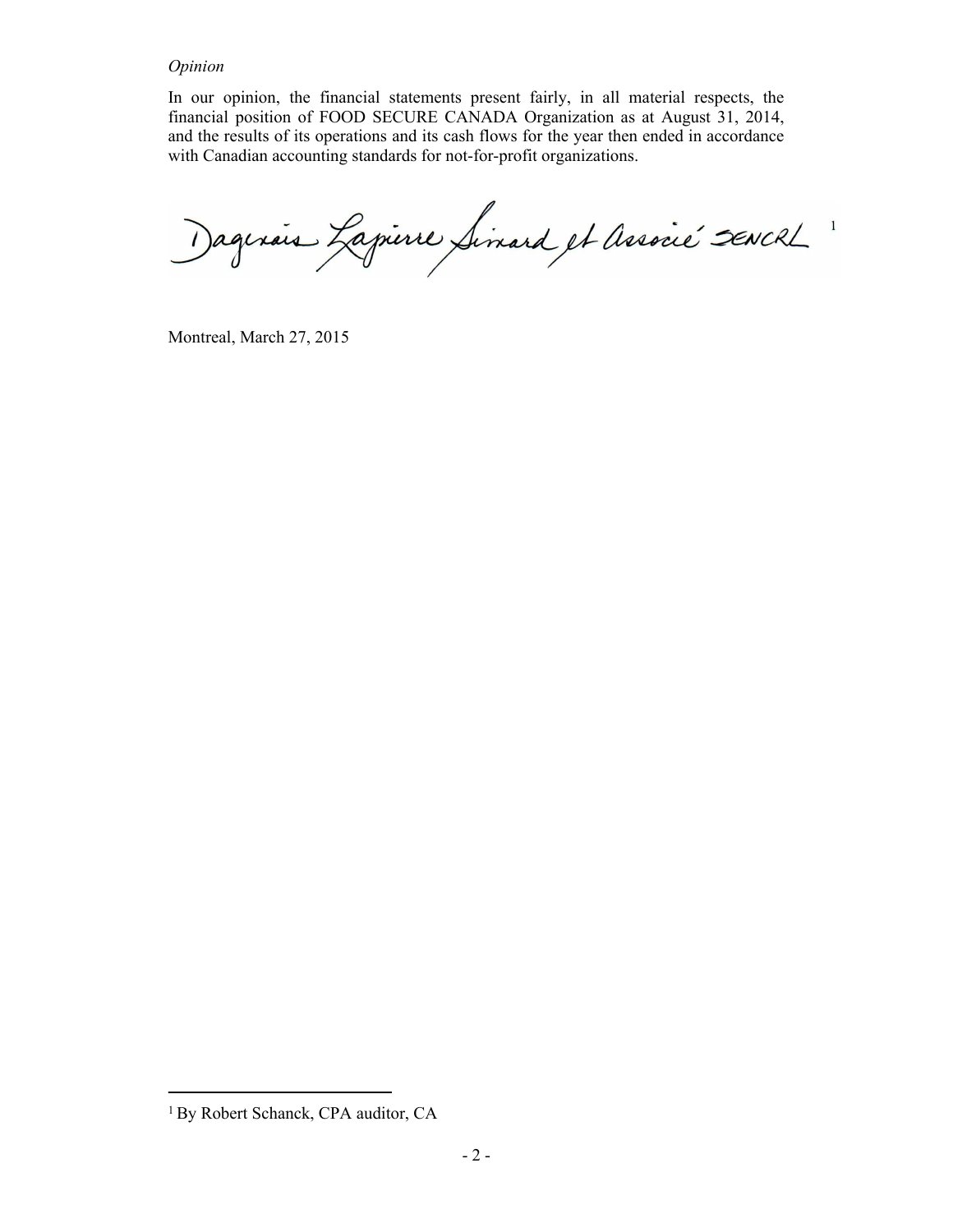*Opinion*

In our opinion, the financial statements present fairly, in all material respects, the financial position of FOOD SECURE CANADA Organization as at August 31, 2014, and the results of its operations and its cash flows for the year then ended in accordance with Canadian accounting standards for not-for-profit organizations.

Dagenais Lapierre Simard et Associé SENCRL [1]

Montreal, March 27, 2015

[1] By Robert Schanck, CPA auditor, CA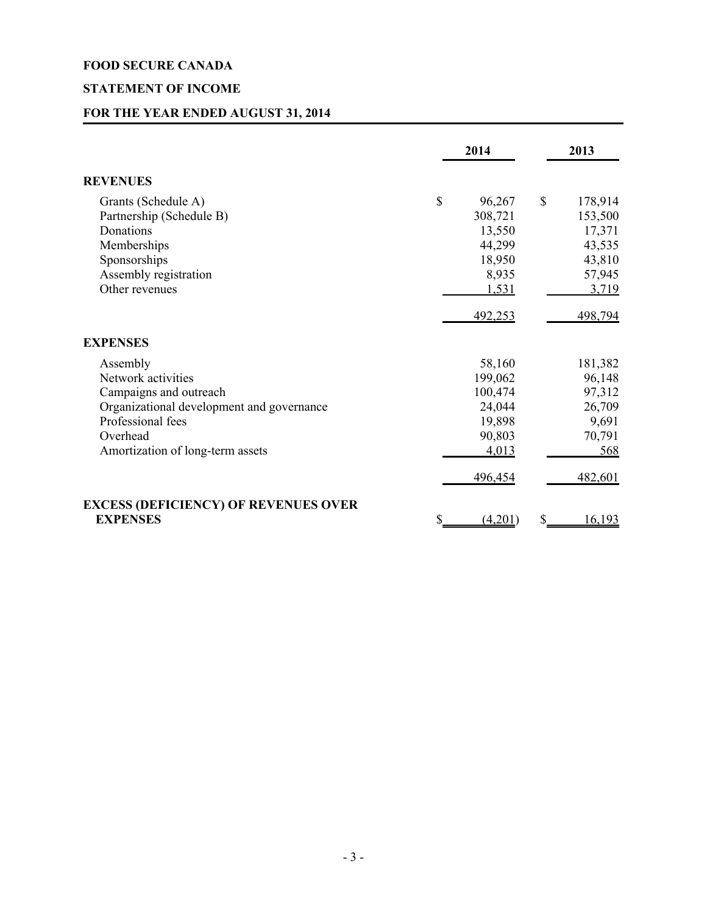**FOOD SECURE CANADA**

**STATEMENT OF INCOME**

**FOR THE YEAR ENDED AUGUST 31, 2014**

| | 2014 | 2013 |
|---|---|---|
| **REVENUES** | | |
| Grants (Schedule A) | $ 96,267 | $ 178,914 |
| Partnership (Schedule B) | 308,721 | 153,500 |
| Donations | 13,550 | 17,371 |
| Memberships | 44,299 | 43,535 |
| Sponsorships | 18,950 | 43,810 |
| Assembly registration | 8,935 | 57,945 |
| Other revenues | 1,531 | 3,719 |
| | 492,253 | 498,794 |
| **EXPENSES** | | |
| Assembly | 58,160 | 181,382 |
| Network activities | 199,062 | 96,148 |
| Campaigns and outreach | 100,474 | 97,312 |
| Organizational development and governance | 24,044 | 26,709 |
| Professional fees | 19,898 | 9,691 |
| Overhead | 90,803 | 70,791 |
| Amortization of long-term assets | 4,013 | 568 |
| | 496,454 | 482,601 |
| **EXCESS (DEFICIENCY) OF REVENUES OVER EXPENSES** | $ (4,201) | $ 16,193 |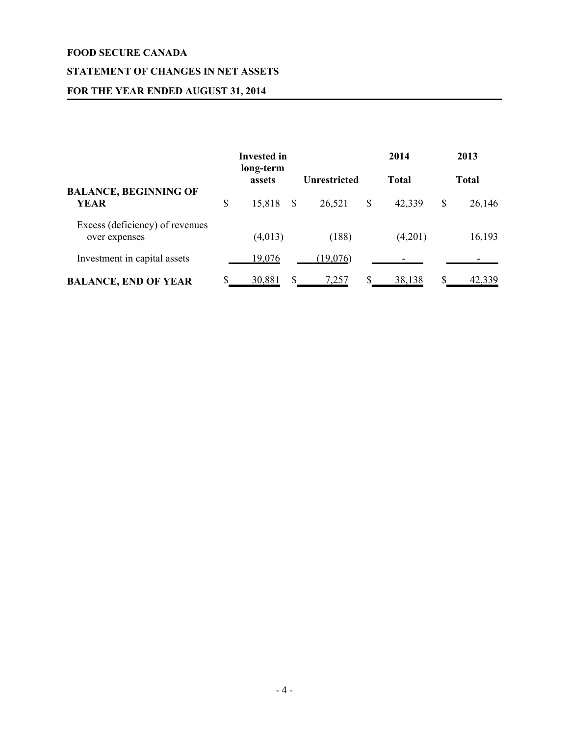**FOOD SECURE CANADA**

**STATEMENT OF CHANGES IN NET ASSETS**

**FOR THE YEAR ENDED AUGUST 31, 2014**

| | Invested in long-term assets | Unrestricted | 2014 Total | 2013 Total |
|---|---|---|---|---|
| **BALANCE, BEGINNING OF YEAR** | $ 15,818 | $ 26,521 | $ 42,339 | $ 26,146 |
| Excess (deficiency) of revenues over expenses | (4,013) | (188) | (4,201) | 16,193 |
| Investment in capital assets | 19,076 | (19,076) | - | - |
| **BALANCE, END OF YEAR** | $ 30,881 | $ 7,257 | $ 38,138 | $ 42,339 |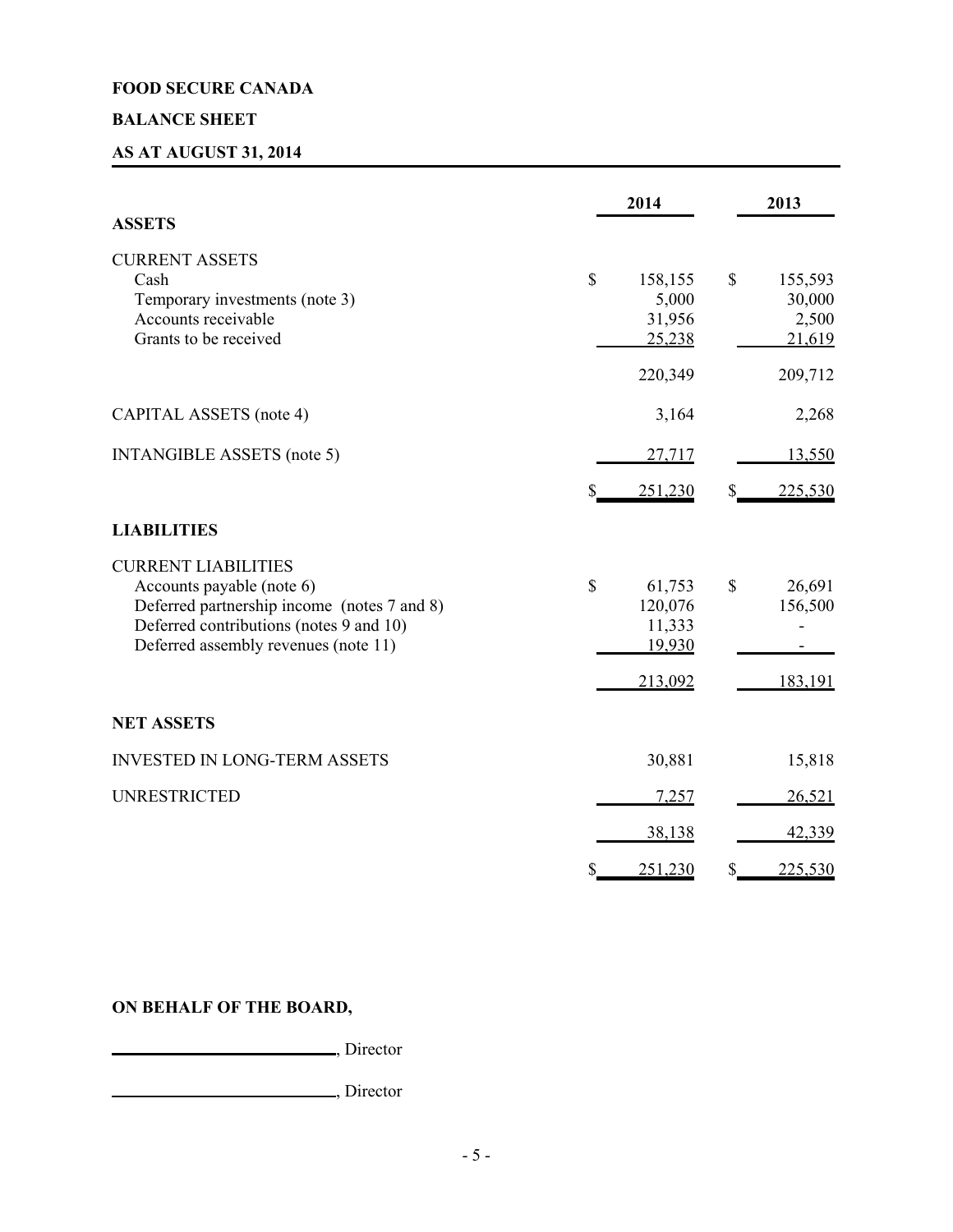**FOOD SECURE CANADA**

**BALANCE SHEET**

**AS AT AUGUST 31, 2014**

| | 2014 | 2013 |
|---|---|---|
| **ASSETS** | | |
| CURRENT ASSETS | | |
| Cash | $ 158,155 | $ 155,593 |
| Temporary investments (note 3) | 5,000 | 30,000 |
| Accounts receivable | 31,956 | 2,500 |
| Grants to be received | 25,238 | 21,619 |
| | 220,349 | 209,712 |
| CAPITAL ASSETS (note 4) | 3,164 | 2,268 |
| INTANGIBLE ASSETS (note 5) | 27,717 | 13,550 |
| | $ 251,230 | $ 225,530 |
| **LIABILITIES** | | |
| CURRENT LIABILITIES | | |
| Accounts payable (note 6) | $ 61,753 | $ 26,691 |
| Deferred partnership income (notes 7 and 8) | 120,076 | 156,500 |
| Deferred contributions (notes 9 and 10) | 11,333 | - |
| Deferred assembly revenues (note 11) | 19,930 | - |
| | 213,092 | 183,191 |
| **NET ASSETS** | | |
| INVESTED IN LONG-TERM ASSETS | 30,881 | 15,818 |
| UNRESTRICTED | 7,257 | 26,521 |
| | 38,138 | 42,339 |
| | $ 251,230 | $ 225,530 |

**ON BEHALF OF THE BOARD,**

_________________________, Director

_________________________, Director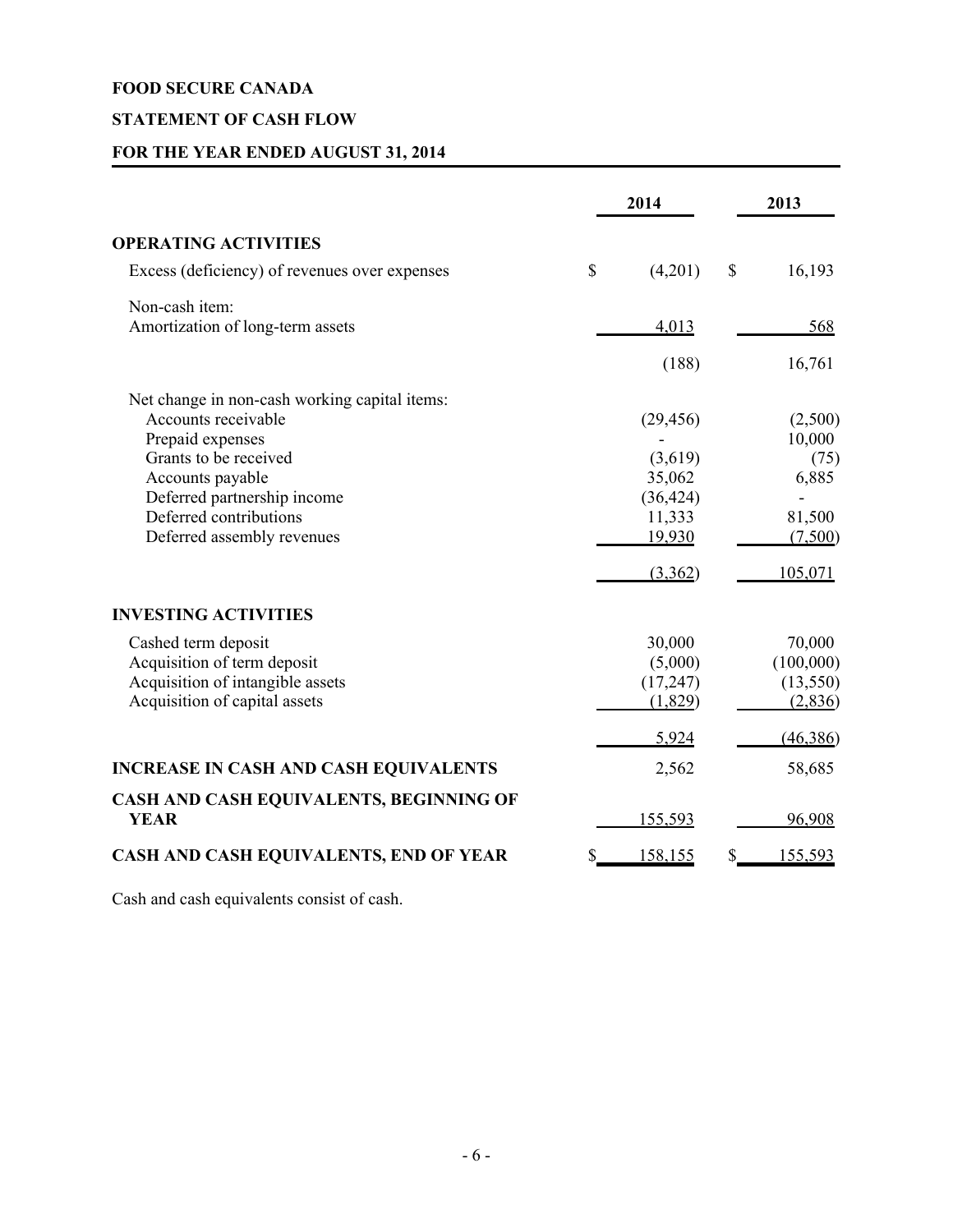**FOOD SECURE CANADA**

**STATEMENT OF CASH FLOW**

**FOR THE YEAR ENDED AUGUST 31, 2014**

| | 2014 | 2013 |
|---|---|---|
| **OPERATING ACTIVITIES** | | |
| Excess (deficiency) of revenues over expenses | $ (4,201) | $ 16,193 |
| Non-cash item: | | |
| Amortization of long-term assets | 4,013 | 568 |
| | (188) | 16,761 |
| Net change in non-cash working capital items: | | |
| Accounts receivable | (29,456) | (2,500) |
| Prepaid expenses | - | 10,000 |
| Grants to be received | (3,619) | (75) |
| Accounts payable | 35,062 | 6,885 |
| Deferred partnership income | (36,424) | - |
| Deferred contributions | 11,333 | 81,500 |
| Deferred assembly revenues | 19,930 | (7,500) |
| | (3,362) | 105,071 |
| **INVESTING ACTIVITIES** | | |
| Cashed term deposit | 30,000 | 70,000 |
| Acquisition of term deposit | (5,000) | (100,000) |
| Acquisition of intangible assets | (17,247) | (13,550) |
| Acquisition of capital assets | (1,829) | (2,836) |
| | 5,924 | (46,386) |
| **INCREASE IN CASH AND CASH EQUIVALENTS** | 2,562 | 58,685 |
| **CASH AND CASH EQUIVALENTS, BEGINNING OF YEAR** | 155,593 | 96,908 |
| **CASH AND CASH EQUIVALENTS, END OF YEAR** | $ 158,155 | $ 155,593 |

Cash and cash equivalents consist of cash.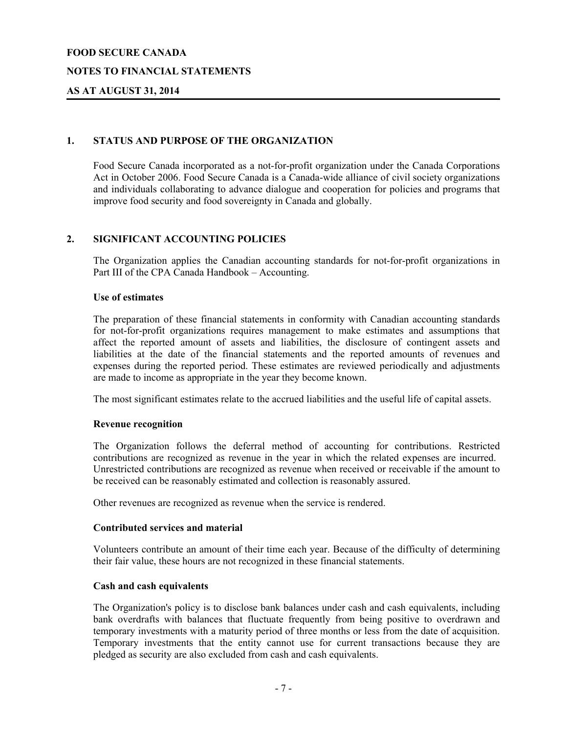# FOOD SECURE CANADA

## NOTES TO FINANCIAL STATEMENTS

## AS AT AUGUST 31, 2014

### 1. STATUS AND PURPOSE OF THE ORGANIZATION

Food Secure Canada incorporated as a not-for-profit organization under the Canada Corporations Act in October 2006. Food Secure Canada is a Canada-wide alliance of civil society organizations and individuals collaborating to advance dialogue and cooperation for policies and programs that improve food security and food sovereignty in Canada and globally.

### 2. SIGNIFICANT ACCOUNTING POLICIES

The Organization applies the Canadian accounting standards for not-for-profit organizations in Part III of the CPA Canada Handbook – Accounting.

**Use of estimates**

The preparation of these financial statements in conformity with Canadian accounting standards for not-for-profit organizations requires management to make estimates and assumptions that affect the reported amount of assets and liabilities, the disclosure of contingent assets and liabilities at the date of the financial statements and the reported amounts of revenues and expenses during the reported period. These estimates are reviewed periodically and adjustments are made to income as appropriate in the year they become known.

The most significant estimates relate to the accrued liabilities and the useful life of capital assets.

**Revenue recognition**

The Organization follows the deferral method of accounting for contributions. Restricted contributions are recognized as revenue in the year in which the related expenses are incurred. Unrestricted contributions are recognized as revenue when received or receivable if the amount to be received can be reasonably estimated and collection is reasonably assured.

Other revenues are recognized as revenue when the service is rendered.

**Contributed services and material**

Volunteers contribute an amount of their time each year. Because of the difficulty of determining their fair value, these hours are not recognized in these financial statements.

**Cash and cash equivalents**

The Organization's policy is to disclose bank balances under cash and cash equivalents, including bank overdrafts with balances that fluctuate frequently from being positive to overdrawn and temporary investments with a maturity period of three months or less from the date of acquisition. Temporary investments that the entity cannot use for current transactions because they are pledged as security are also excluded from cash and cash equivalents.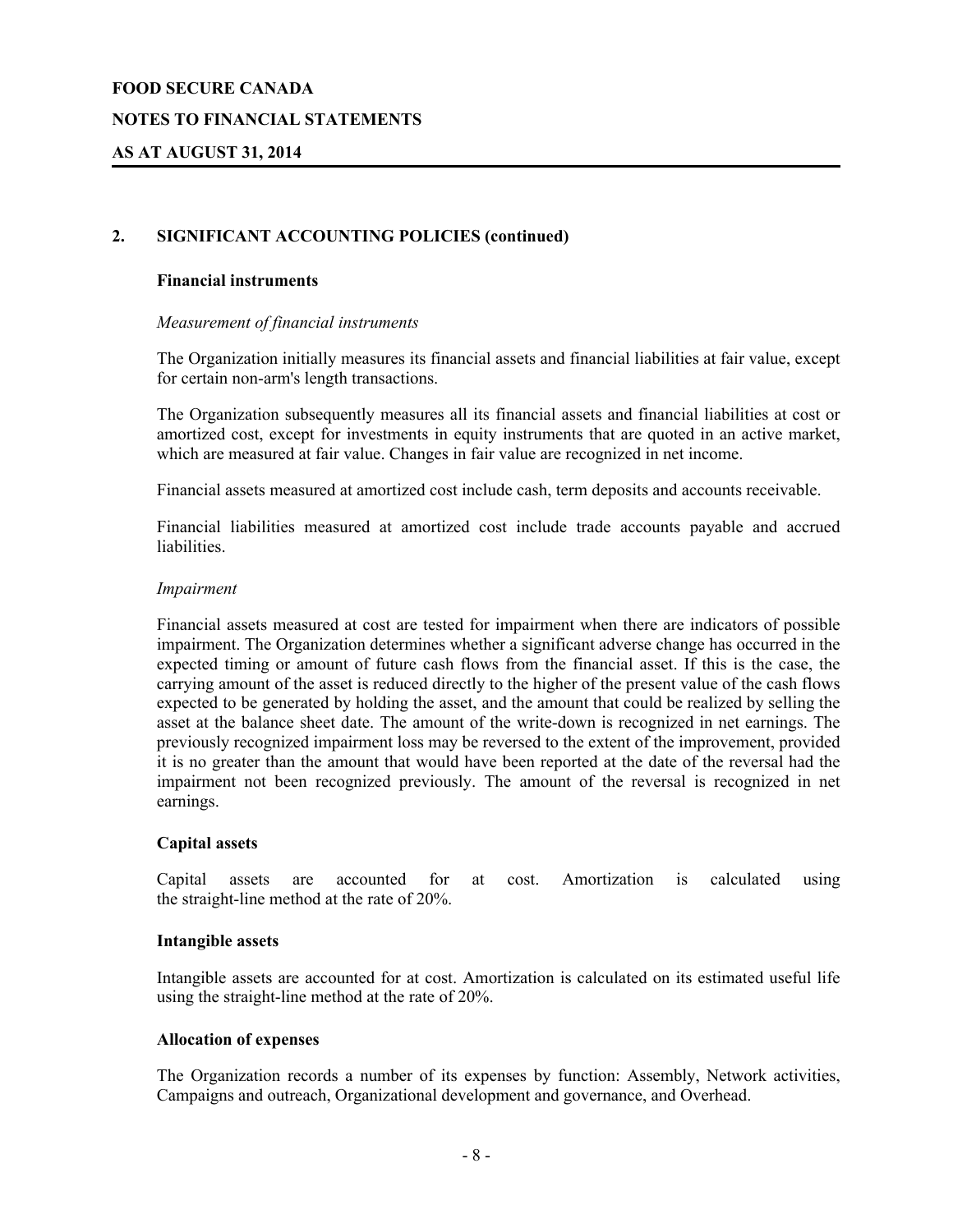## 2. SIGNIFICANT ACCOUNTING POLICIES (continued)

### Financial instruments

*Measurement of financial instruments*

The Organization initially measures its financial assets and financial liabilities at fair value, except for certain non-arm's length transactions.

The Organization subsequently measures all its financial assets and financial liabilities at cost or amortized cost, except for investments in equity instruments that are quoted in an active market, which are measured at fair value. Changes in fair value are recognized in net income.

Financial assets measured at amortized cost include cash, term deposits and accounts receivable.

Financial liabilities measured at amortized cost include trade accounts payable and accrued liabilities.

*Impairment*

Financial assets measured at cost are tested for impairment when there are indicators of possible impairment. The Organization determines whether a significant adverse change has occurred in the expected timing or amount of future cash flows from the financial asset. If this is the case, the carrying amount of the asset is reduced directly to the higher of the present value of the cash flows expected to be generated by holding the asset, and the amount that could be realized by selling the asset at the balance sheet date. The amount of the write-down is recognized in net earnings. The previously recognized impairment loss may be reversed to the extent of the improvement, provided it is no greater than the amount that would have been reported at the date of the reversal had the impairment not been recognized previously. The amount of the reversal is recognized in net earnings.

### Capital assets

Capital assets are accounted for at cost. Amortization is calculated using the straight-line method at the rate of 20%.

### Intangible assets

Intangible assets are accounted for at cost. Amortization is calculated on its estimated useful life using the straight-line method at the rate of 20%.

### Allocation of expenses

The Organization records a number of its expenses by function: Assembly, Network activities, Campaigns and outreach, Organizational development and governance, and Overhead.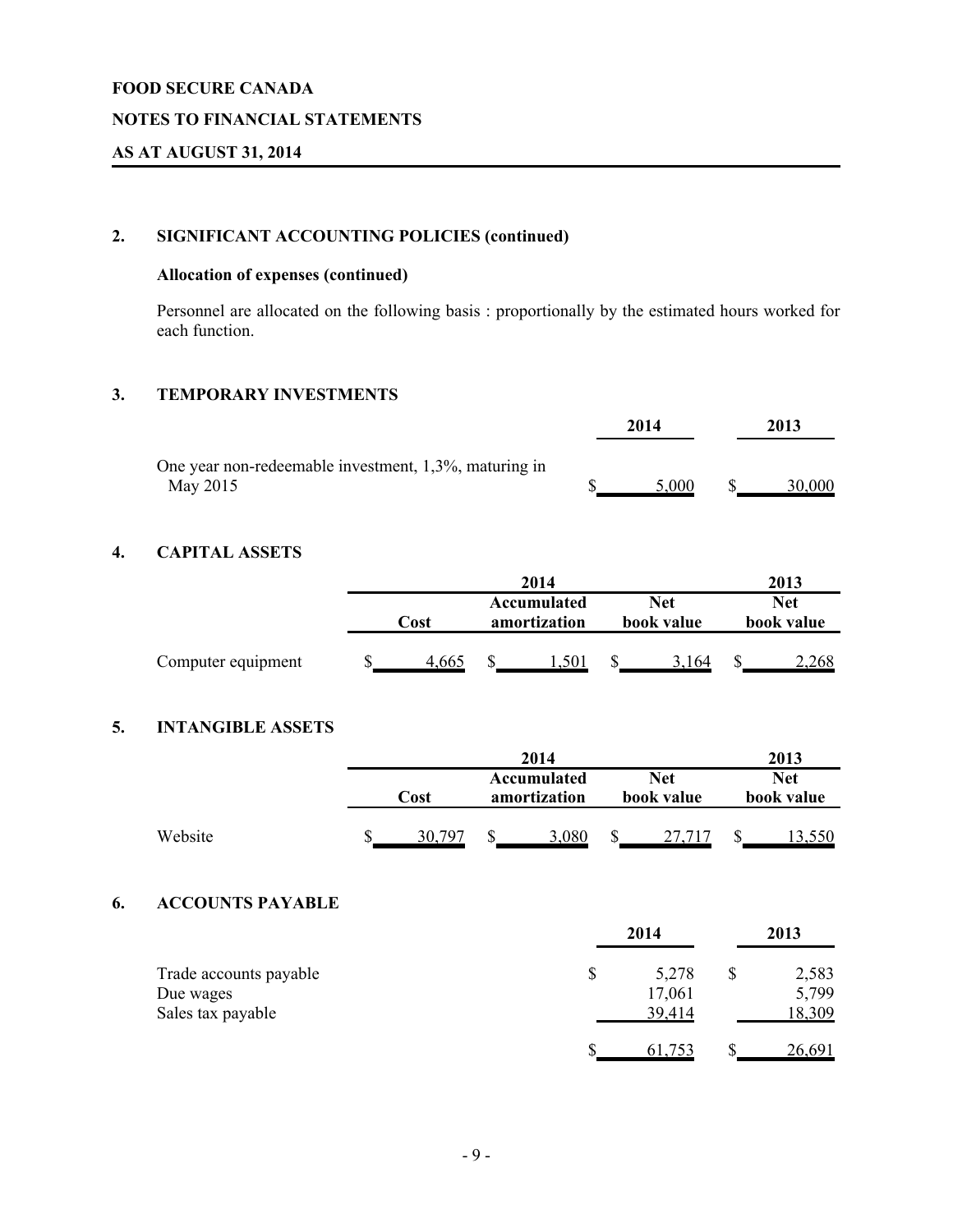**FOOD SECURE CANADA**

**NOTES TO FINANCIAL STATEMENTS**

**AS AT AUGUST 31, 2014**

## 2. SIGNIFICANT ACCOUNTING POLICIES (continued)

### Allocation of expenses (continued)

Personnel are allocated on the following basis : proportionally by the estimated hours worked for each function.

## 3. TEMPORARY INVESTMENTS

| | 2014 | 2013 |
|---|---|---|
| One year non-redeemable investment, 1,3%, maturing in May 2015 | $ 5,000 | $ 30,000 |

## 4. CAPITAL ASSETS

| | 2014 | | | 2013 |
|---|---|---|---|---|
| | Cost | Accumulated amortization | Net book value | Net book value |
| Computer equipment | $ 4,665 | $ 1,501 | $ 3,164 | $ 2,268 |

## 5. INTANGIBLE ASSETS

| | 2014 | | | 2013 |
|---|---|---|---|---|
| | Cost | Accumulated amortization | Net book value | Net book value |
| Website | $ 30,797 | $ 3,080 | $ 27,717 | $ 13,550 |

## 6. ACCOUNTS PAYABLE

| | 2014 | 2013 |
|---|---|---|
| Trade accounts payable | $ 5,278 | $ 2,583 |
| Due wages | 17,061 | 5,799 |
| Sales tax payable | 39,414 | 18,309 |
| | $ 61,753 | $ 26,691 |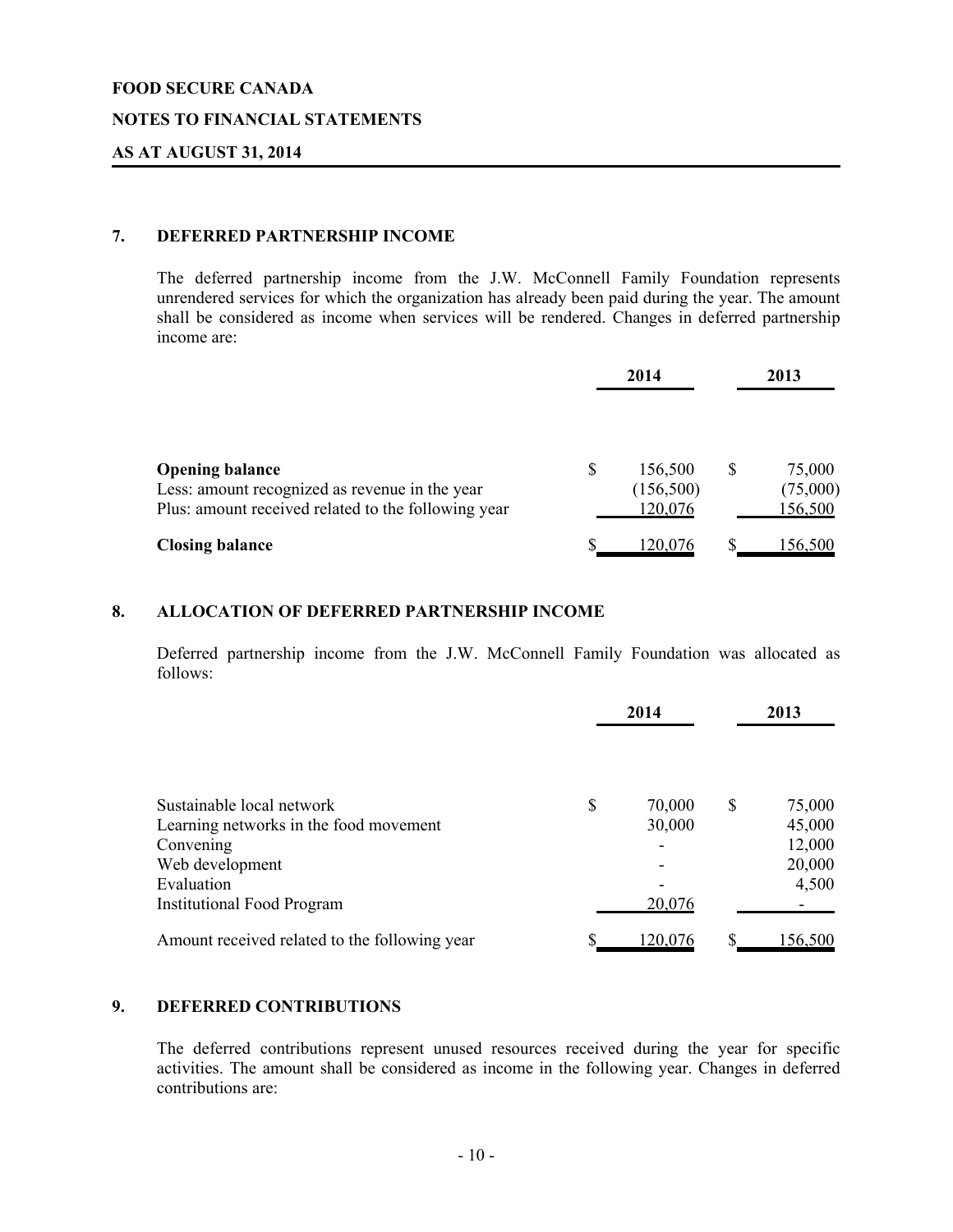## 7. DEFERRED PARTNERSHIP INCOME

The deferred partnership income from the J.W. McConnell Family Foundation represents unrendered services for which the organization has already been paid during the year. The amount shall be considered as income when services will be rendered. Changes in deferred partnership income are:

| | 2014 | 2013 |
|---|---|---|
| **Opening balance** | $ 156,500 | $ 75,000 |
| Less: amount recognized as revenue in the year | (156,500) | (75,000) |
| Plus: amount received related to the following year | 120,076 | 156,500 |
| **Closing balance** | $ 120,076 | $ 156,500 |

## 8. ALLOCATION OF DEFERRED PARTNERSHIP INCOME

Deferred partnership income from the J.W. McConnell Family Foundation was allocated as follows:

| | 2014 | 2013 |
|---|---|---|
| Sustainable local network | $ 70,000 | $ 75,000 |
| Learning networks in the food movement | 30,000 | 45,000 |
| Convening | - | 12,000 |
| Web development | - | 20,000 |
| Evaluation | - | 4,500 |
| Institutional Food Program | 20,076 | - |
| Amount received related to the following year | $ 120,076 | $ 156,500 |

## 9. DEFERRED CONTRIBUTIONS

The deferred contributions represent unused resources received during the year for specific activities. The amount shall be considered as income in the following year. Changes in deferred contributions are: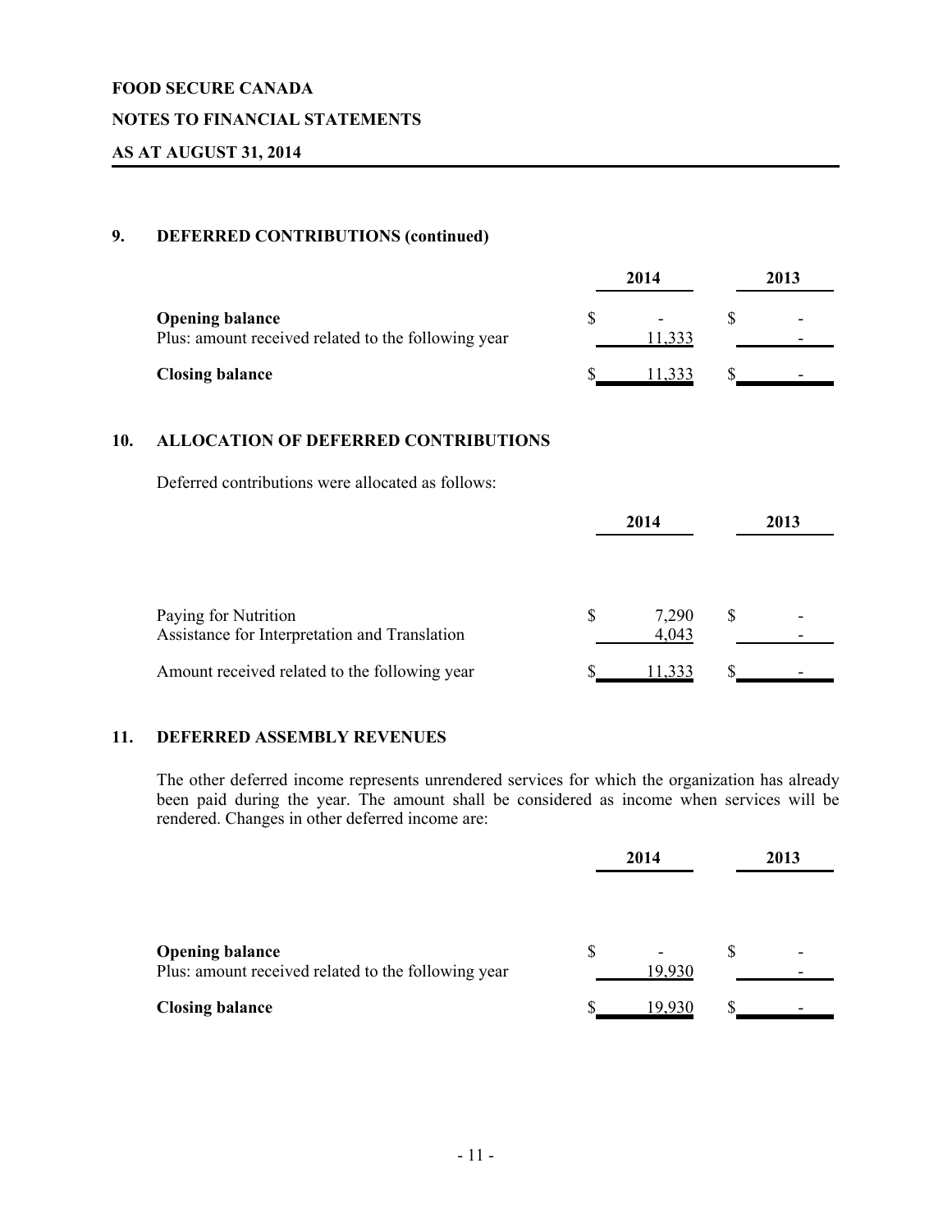FOOD SECURE CANADA

NOTES TO FINANCIAL STATEMENTS

AS AT AUGUST 31, 2014

## 9. DEFERRED CONTRIBUTIONS (continued)

| | 2014 | 2013 |
|---|---|---|
| **Opening balance** | $ - | $ - |
| Plus: amount received related to the following year | 11,333 | - |
| **Closing balance** | $ 11,333 | $ - |

## 10. ALLOCATION OF DEFERRED CONTRIBUTIONS

Deferred contributions were allocated as follows:

| | 2014 | 2013 |
|---|---|---|
| Paying for Nutrition | $ 7,290 | $ - |
| Assistance for Interpretation and Translation | 4,043 | - |
| Amount received related to the following year | $ 11,333 | $ - |

## 11. DEFERRED ASSEMBLY REVENUES

The other deferred income represents unrendered services for which the organization has already been paid during the year. The amount shall be considered as income when services will be rendered. Changes in other deferred income are:

| | 2014 | 2013 |
|---|---|---|
| **Opening balance** | $ - | $ - |
| Plus: amount received related to the following year | 19,930 | - |
| **Closing balance** | $ 19,930 | $ - |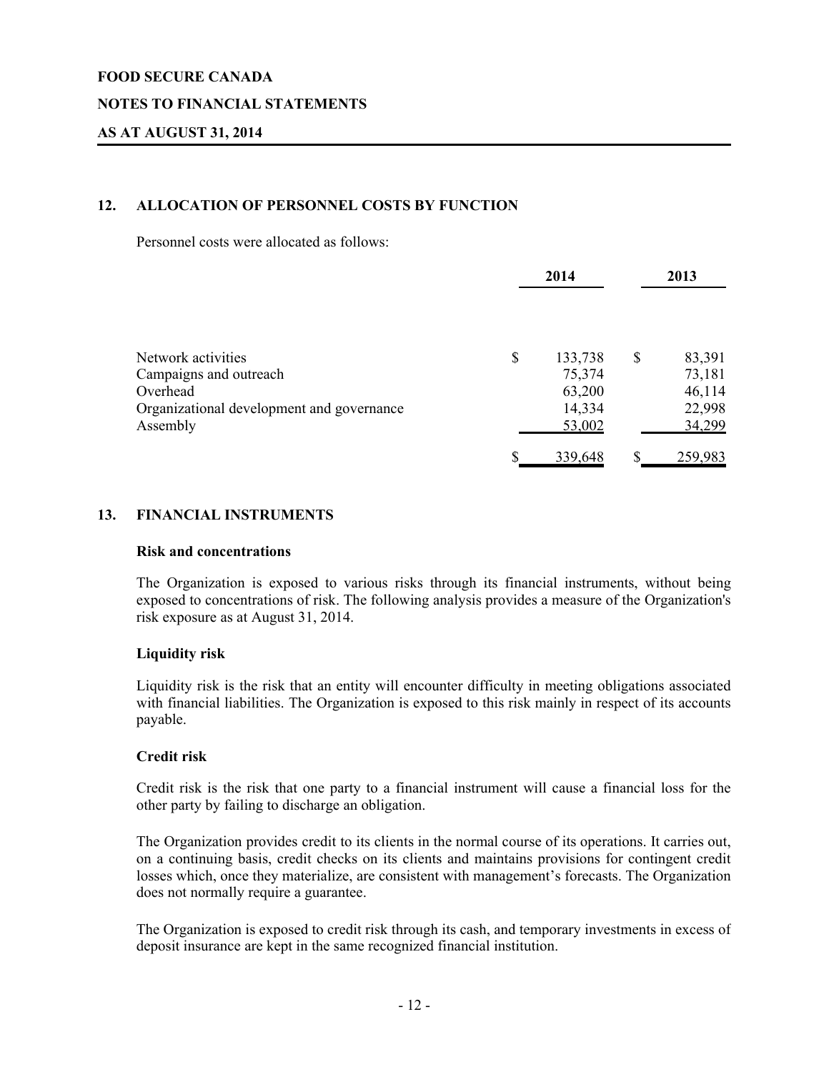**FOOD SECURE CANADA**

**NOTES TO FINANCIAL STATEMENTS**

**AS AT AUGUST 31, 2014**

## 12. ALLOCATION OF PERSONNEL COSTS BY FUNCTION

Personnel costs were allocated as follows:

| | 2014 | 2013 |
|---|---|---|
| Network activities | $ 133,738 | $ 83,391 |
| Campaigns and outreach | 75,374 | 73,181 |
| Overhead | 63,200 | 46,114 |
| Organizational development and governance | 14,334 | 22,998 |
| Assembly | 53,002 | 34,299 |
| | $ 339,648 | $ 259,983 |

## 13. FINANCIAL INSTRUMENTS

**Risk and concentrations**

The Organization is exposed to various risks through its financial instruments, without being exposed to concentrations of risk. The following analysis provides a measure of the Organization's risk exposure as at August 31, 2014.

**Liquidity risk**

Liquidity risk is the risk that an entity will encounter difficulty in meeting obligations associated with financial liabilities. The Organization is exposed to this risk mainly in respect of its accounts payable.

**Credit risk**

Credit risk is the risk that one party to a financial instrument will cause a financial loss for the other party by failing to discharge an obligation.

The Organization provides credit to its clients in the normal course of its operations. It carries out, on a continuing basis, credit checks on its clients and maintains provisions for contingent credit losses which, once they materialize, are consistent with management's forecasts. The Organization does not normally require a guarantee.

The Organization is exposed to credit risk through its cash, and temporary investments in excess of deposit insurance are kept in the same recognized financial institution.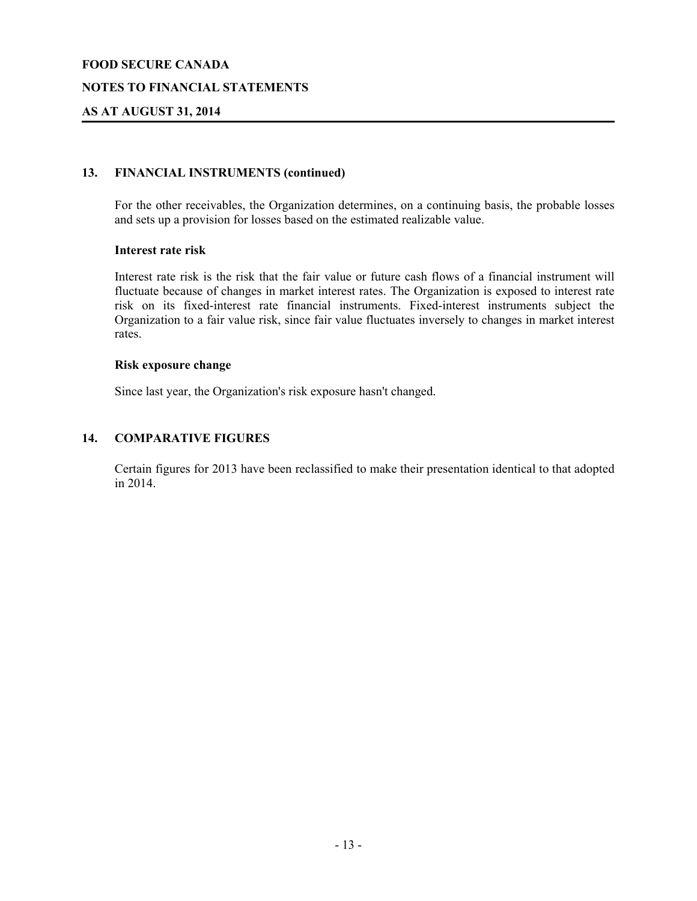## 13. FINANCIAL INSTRUMENTS (continued)

For the other receivables, the Organization determines, on a continuing basis, the probable losses and sets up a provision for losses based on the estimated realizable value.

### Interest rate risk

Interest rate risk is the risk that the fair value or future cash flows of a financial instrument will fluctuate because of changes in market interest rates. The Organization is exposed to interest rate risk on its fixed-interest rate financial instruments. Fixed-interest instruments subject the Organization to a fair value risk, since fair value fluctuates inversely to changes in market interest rates.

### Risk exposure change

Since last year, the Organization's risk exposure hasn't changed.

## 14. COMPARATIVE FIGURES

Certain figures for 2013 have been reclassified to make their presentation identical to that adopted in 2014.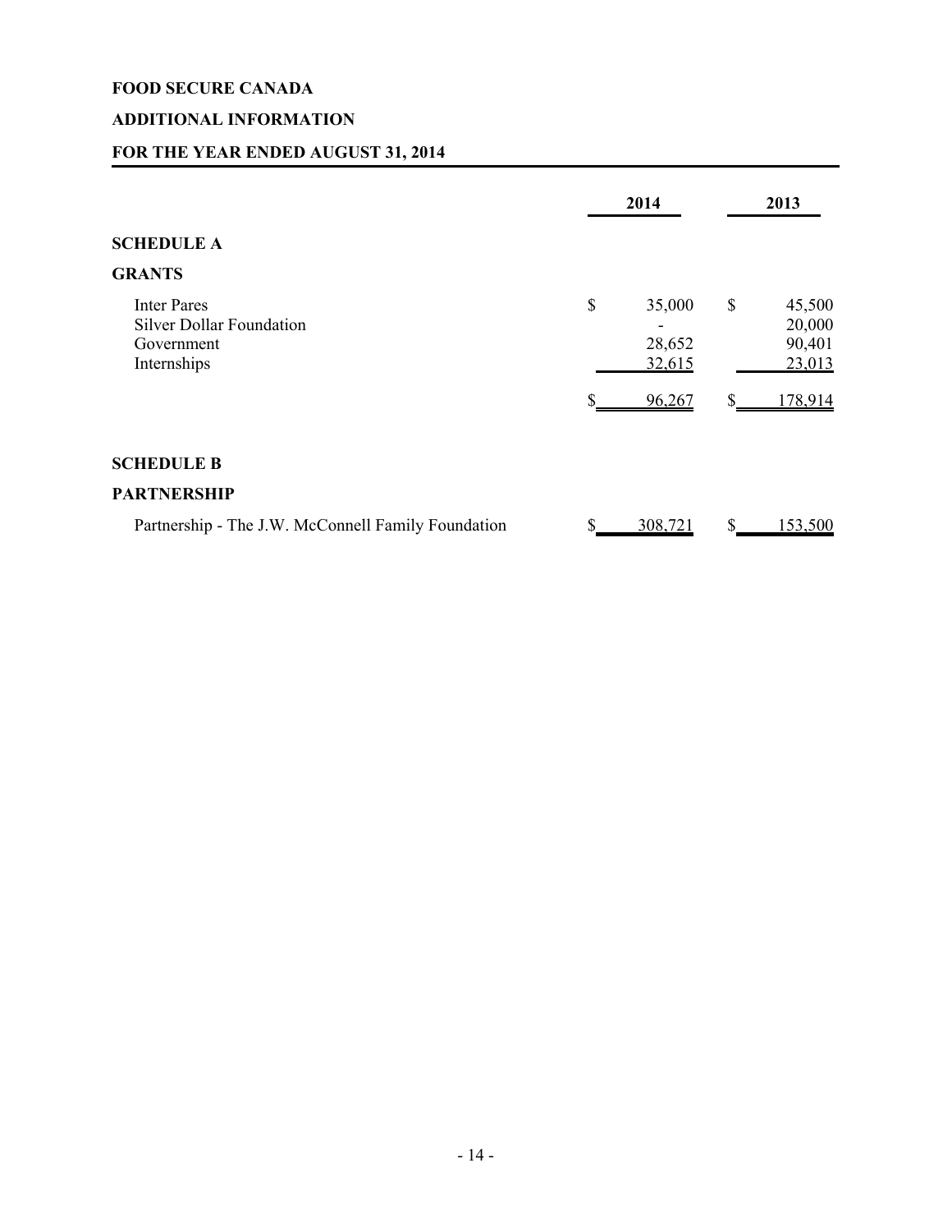**FOOD SECURE CANADA**

**ADDITIONAL INFORMATION**

**FOR THE YEAR ENDED AUGUST 31, 2014**

| | 2014 | 2013 |
|---|---|---|
| **SCHEDULE A** | | |
| **GRANTS** | | |
| Inter Pares | $ 35,000 | $ 45,500 |
| Silver Dollar Foundation | - | 20,000 |
| Government | 28,652 | 90,401 |
| Internships | 32,615 | 23,013 |
| | $ 96,267 | $ 178,914 |
| **SCHEDULE B** | | |
| **PARTNERSHIP** | | |
| Partnership - The J.W. McConnell Family Foundation | $ 308,721 | $ 153,500 |